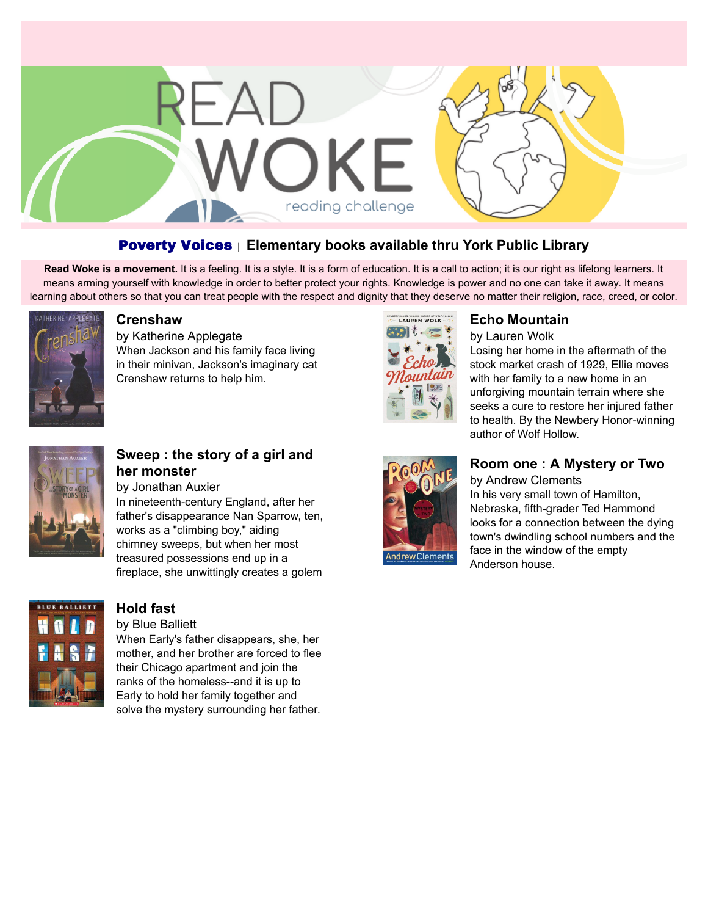# READ WOKE

reading challenge

## Poverty Voices | Elementary books available thru York Public Library

**Read Woke is a movement.** It is a feeling. It is a style. It is a form of education. It is a call to action; it is our right as lifelong learners. It means arming yourself with knowledge in order to better protect your rights. Knowledge is power and no one can take it away. It means learning about others so that you can treat people with the respect and dignity that they deserve no matter their religion, race, creed, or color.

### Crenshaw

by Katherine Applegate

When Jackson and his family face living in their minivan, Jackson's imaginary cat Crenshaw returns to help him.

### Sweep : the story of a girl and her monster

by Jonathan Auxier

In nineteenth-century England, after her father's disappearance Nan Sparrow, ten, works as a "climbing boy," aiding chimney sweeps, but when her most treasured possessions end up in a fireplace, she unwittingly creates a golem

### Hold fast

by Blue Balliett

When Early's father disappears, she, her mother, and her brother are forced to flee their Chicago apartment and join the ranks of the homeless--and it is up to Early to hold her family together and solve the mystery surrounding her father.

### Echo Mountain

by Lauren Wolk

Losing her home in the aftermath of the stock market crash of 1929, Ellie moves with her family to a new home in an unforgiving mountain terrain where she seeks a cure to restore her injured father to health. By the Newbery Honor-winning author of Wolf Hollow.

### Room one : A Mystery or Two

by Andrew Clements

In his very small town of Hamilton, Nebraska, fifth-grader Ted Hammond looks for a connection between the dying town's dwindling school numbers and the face in the window of the empty Anderson house.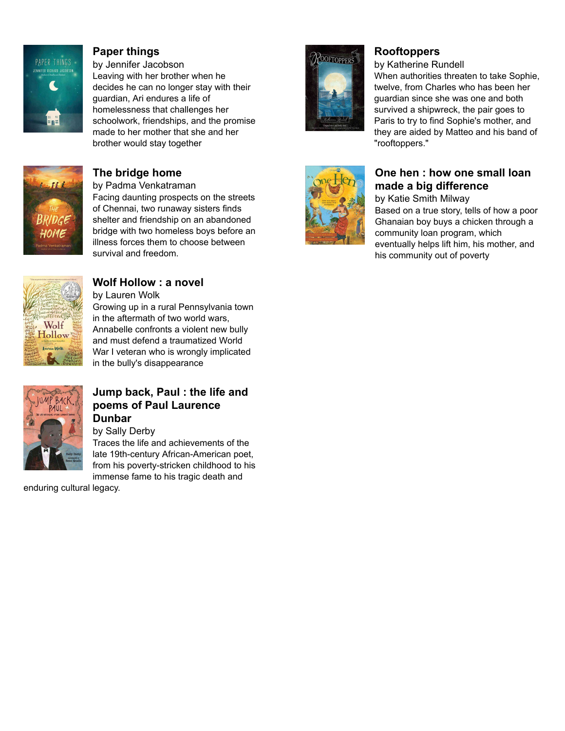### Paper things

by Jennifer Jacobson

Leaving with her brother when he decides he can no longer stay with their guardian, Ari endures a life of homelessness that challenges her schoolwork, friendships, and the promise made to her mother that she and her brother would stay together

### The bridge home

by Padma Venkatraman

Facing daunting prospects on the streets of Chennai, two runaway sisters finds shelter and friendship on an abandoned bridge with two homeless boys before an illness forces them to choose between survival and freedom.

### Wolf Hollow : a novel

by Lauren Wolk

Growing up in a rural Pennsylvania town in the aftermath of two world wars, Annabelle confronts a violent new bully and must defend a traumatized World War I veteran who is wrongly implicated in the bully's disappearance

### Jump back, Paul : the life and poems of Paul Laurence Dunbar

by Sally Derby

Traces the life and achievements of the late 19th-century African-American poet, from his poverty-stricken childhood to his immense fame to his tragic death and enduring cultural legacy.

### Rooftoppers

by Katherine Rundell

When authorities threaten to take Sophie, twelve, from Charles who has been her guardian since she was one and both survived a shipwreck, the pair goes to Paris to try to find Sophie's mother, and they are aided by Matteo and his band of "rooftoppers."

### One hen : how one small loan made a big difference

by Katie Smith Milway

Based on a true story, tells of how a poor Ghanaian boy buys a chicken through a community loan program, which eventually helps lift him, his mother, and his community out of poverty